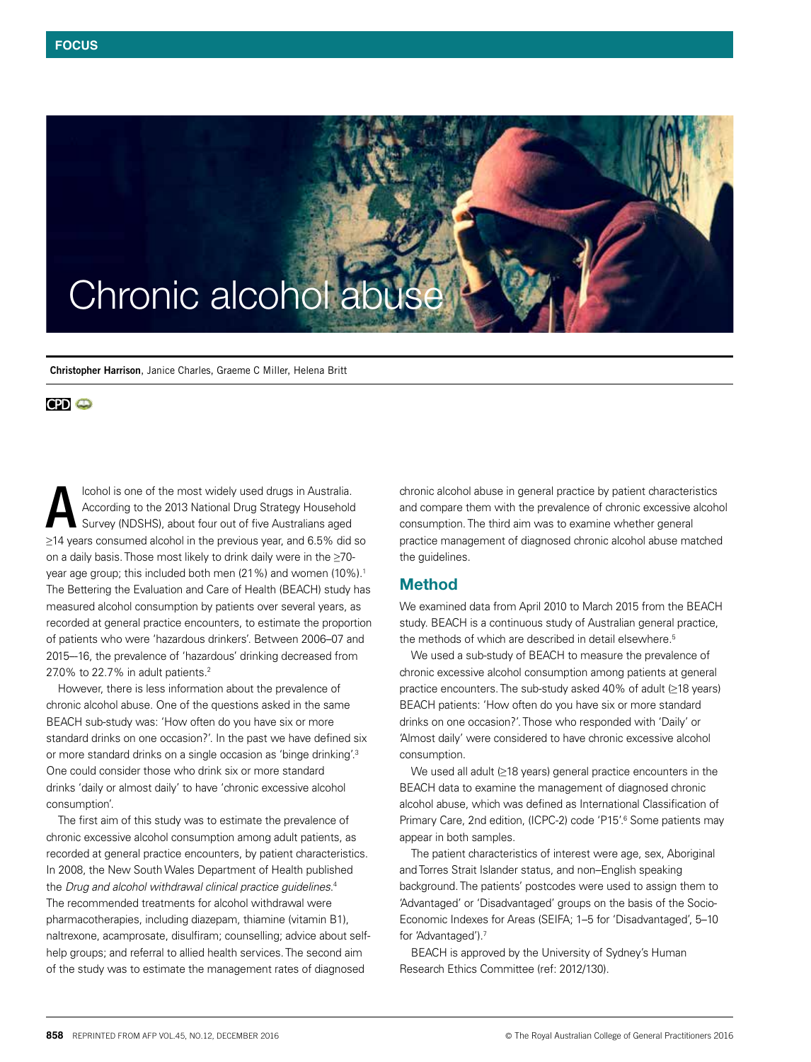FOCUS

# Chronic alcohol abuse

**Christopher Harrison**, Janice Charles, Graeme C Miller, Helena Britt

CPD

Alcohol is one of the most widely used drugs in Australia. According to the 2013 National Drug Strategy Household Survey (NDSHS), about four out of five Australians aged ≥14 years consumed alcohol in the previous year, and 6.5% did so on a daily basis. Those most likely to drink daily were in the ≥70-year age group; this included both men (21%) and women (10%).[1] The Bettering the Evaluation and Care of Health (BEACH) study has measured alcohol consumption by patients over several years, as recorded at general practice encounters, to estimate the proportion of patients who were 'hazardous drinkers'. Between 2006–07 and 2015—16, the prevalence of 'hazardous' drinking decreased from 27.0% to 22.7% in adult patients.[2]

However, there is less information about the prevalence of chronic alcohol abuse. One of the questions asked in the same BEACH sub-study was: 'How often do you have six or more standard drinks on one occasion?'. In the past we have defined six or more standard drinks on a single occasion as 'binge drinking'.[3] One could consider those who drink six or more standard drinks 'daily or almost daily' to have 'chronic excessive alcohol consumption'.

The first aim of this study was to estimate the prevalence of chronic excessive alcohol consumption among adult patients, as recorded at general practice encounters, by patient characteristics. In 2008, the New South Wales Department of Health published the *Drug and alcohol withdrawal clinical practice guidelines*.[4] The recommended treatments for alcohol withdrawal were pharmacotherapies, including diazepam, thiamine (vitamin B1), naltrexone, acamprosate, disulfiram; counselling; advice about self-help groups; and referral to allied health services. The second aim of the study was to estimate the management rates of diagnosed chronic alcohol abuse in general practice by patient characteristics and compare them with the prevalence of chronic excessive alcohol consumption. The third aim was to examine whether general practice management of diagnosed chronic alcohol abuse matched the guidelines.

## Method

We examined data from April 2010 to March 2015 from the BEACH study. BEACH is a continuous study of Australian general practice, the methods of which are described in detail elsewhere.[5]

We used a sub-study of BEACH to measure the prevalence of chronic excessive alcohol consumption among patients at general practice encounters. The sub-study asked 40% of adult (≥18 years) BEACH patients: 'How often do you have six or more standard drinks on one occasion?'. Those who responded with 'Daily' or 'Almost daily' were considered to have chronic excessive alcohol consumption.

We used all adult (≥18 years) general practice encounters in the BEACH data to examine the management of diagnosed chronic alcohol abuse, which was defined as International Classification of Primary Care, 2nd edition, (ICPC-2) code 'P15'.[6] Some patients may appear in both samples.

The patient characteristics of interest were age, sex, Aboriginal and Torres Strait Islander status, and non–English speaking background. The patients' postcodes were used to assign them to 'Advantaged' or 'Disadvantaged' groups on the basis of the Socio-Economic Indexes for Areas (SEIFA; 1–5 for 'Disadvantaged', 5–10 for 'Advantaged').[7]

BEACH is approved by the University of Sydney's Human Research Ethics Committee (ref: 2012/130).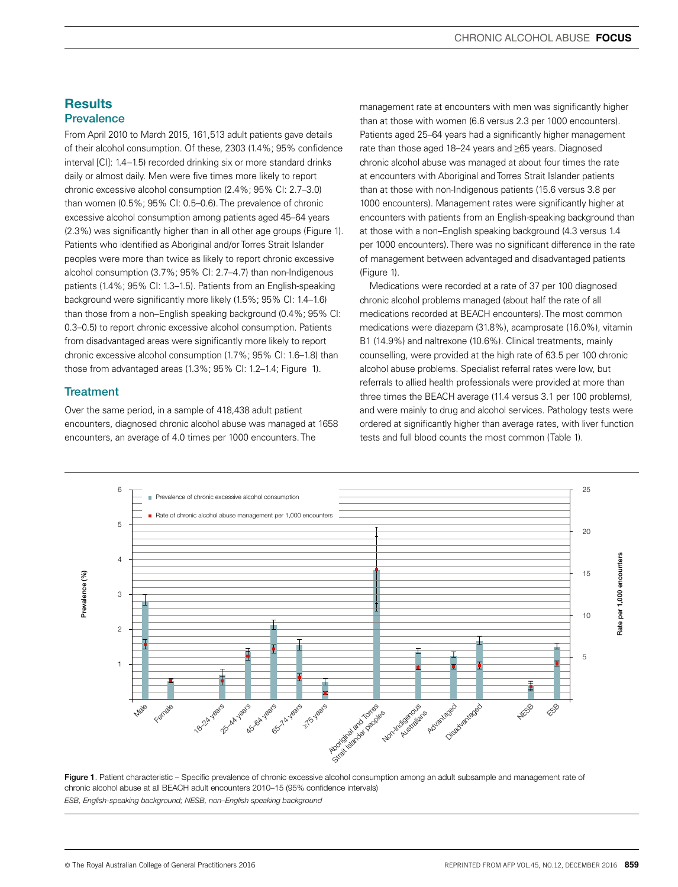## Results

### Prevalence

From April 2010 to March 2015, 161,513 adult patients gave details of their alcohol consumption. Of these, 2303 (1.4%; 95% confidence interval [CI]: 1.4–1.5) recorded drinking six or more standard drinks daily or almost daily. Men were five times more likely to report chronic excessive alcohol consumption (2.4%; 95% CI: 2.7–3.0) than women (0.5%; 95% CI: 0.5–0.6). The prevalence of chronic excessive alcohol consumption among patients aged 45–64 years (2.3%) was significantly higher than in all other age groups (Figure 1). Patients who identified as Aboriginal and/or Torres Strait Islander peoples were more than twice as likely to report chronic excessive alcohol consumption (3.7%; 95% CI: 2.7–4.7) than non-Indigenous patients (1.4%; 95% CI: 1.3–1.5). Patients from an English-speaking background were significantly more likely (1.5%; 95% CI: 1.4–1.6) than those from a non–English speaking background (0.4%; 95% CI: 0.3–0.5) to report chronic excessive alcohol consumption. Patients from disadvantaged areas were significantly more likely to report chronic excessive alcohol consumption (1.7%; 95% CI: 1.6–1.8) than those from advantaged areas (1.3%; 95% CI: 1.2–1.4; Figure 1).

### Treatment

Over the same period, in a sample of 418,438 adult patient encounters, diagnosed chronic alcohol abuse was managed at 1658 encounters, an average of 4.0 times per 1000 encounters. The management rate at encounters with men was significantly higher than at those with women (6.6 versus 2.3 per 1000 encounters). Patients aged 25–64 years had a significantly higher management rate than those aged 18–24 years and ≥65 years. Diagnosed chronic alcohol abuse was managed at about four times the rate at encounters with Aboriginal and Torres Strait Islander patients than at those with non-Indigenous patients (15.6 versus 3.8 per 1000 encounters). Management rates were significantly higher at encounters with patients from an English-speaking background than at those with a non–English speaking background (4.3 versus 1.4 per 1000 encounters). There was no significant difference in the rate of management between advantaged and disadvantaged patients (Figure 1).

Medications were recorded at a rate of 37 per 100 diagnosed chronic alcohol problems managed (about half the rate of all medications recorded at BEACH encounters). The most common medications were diazepam (31.8%), acamprosate (16.0%), vitamin B1 (14.9%) and naltrexone (10.6%). Clinical treatments, mainly counselling, were provided at the high rate of 63.5 per 100 chronic alcohol abuse problems. Specialist referral rates were low, but referrals to allied health professionals were provided at more than three times the BEACH average (11.4 versus 3.1 per 100 problems), and were mainly to drug and alcohol services. Pathology tests were ordered at significantly higher than average rates, with liver function tests and full blood counts the most common (Table 1).

**Figure 1**. Patient characteristic – Specific prevalence of chronic excessive alcohol consumption among an adult subsample and management rate of chronic alcohol abuse at all BEACH adult encounters 2010–15 (95% confidence intervals)

*ESB, English-speaking background; NESB, non–English speaking background*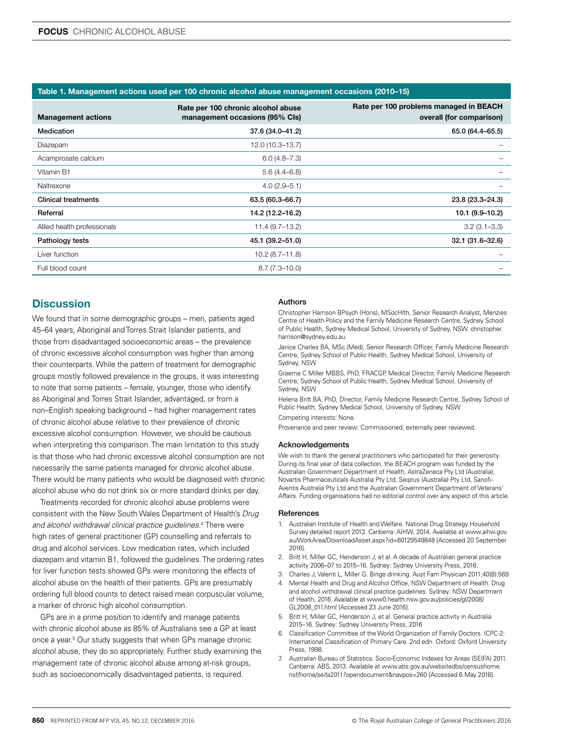Table 1. Management actions used per 100 chronic alcohol abuse management occasions (2010–15)

| Management actions | Rate per 100 chronic alcohol abuse management occasions (95% CIs) | Rate per 100 problems managed in BEACH overall (for comparison) |
|---|---|---|
| **Medication** | **37.6 (34.0–41.2)** | **65.0 (64.4–65.5)** |
| Diazepam | 12.0 (10.3–13.7) | – |
| Acamprosate calcium | 6.0 (4.8–7.3) | – |
| Vitamin B1 | 5.6 (4.4–6.8) | – |
| Naltrexone | 4.0 (2.9–5.1) | – |
| **Clinical treatments** | **63.5 (60.3–66.7)** | **23.8 (23.3–24.3)** |
| **Referral** | **14.2 (12.2–16.2)** | **10.1 (9.9–10.2)** |
| Allied health professionals | 11.4 (9.7–13.2) | 3.2 (3.1–3.3) |
| **Pathology tests** | **45.1 (39.2–51.0)** | **32.1 (31.6–32.6)** |
| Liver function | 10.2 (8.7–11.8) | – |
| Full blood count | 8.7 (7.3–10.0) | – |

## Discussion

We found that in some demographic groups – men, patients aged 45–64 years, Aboriginal and Torres Strait Islander patients, and those from disadvantaged socioeconomic areas – the prevalence of chronic excessive alcohol consumption was higher than among their counterparts. While the pattern of treatment for demographic groups mostly followed prevalence in the groups, it was interesting to note that some patients – female, younger, those who identify as Aboriginal and Torres Strait Islander, advantaged, or from a non–English speaking background – had higher management rates of chronic alcohol abuse relative to their prevalence of chronic excessive alcohol consumption. However, we should be cautious when interpreting this comparison. The main limitation to this study is that those who had chronic excessive alcohol consumption are not necessarily the same patients managed for chronic alcohol abuse. There would be many patients who would be diagnosed with chronic alcohol abuse who do not drink six or more standard drinks per day.

Treatments recorded for chronic alcohol abuse problems were consistent with the New South Wales Department of Health's *Drug and alcohol withdrawal clinical practice guidelines*.[4] There were high rates of general practitioner (GP) counselling and referrals to drug and alcohol services. Low medication rates, which included diazepam and vitamin B1, followed the guidelines. The ordering rates for liver function tests showed GPs were monitoring the effects of alcohol abuse on the health of their patients. GPs are presumably ordering full blood counts to detect raised mean corpuscular volume, a marker of chronic high alcohol consumption.

GPs are in a prime position to identify and manage patients with chronic alcohol abuse as 85% of Australians see a GP at least once a year.[5] Our study suggests that when GPs manage chronic alcohol abuse, they do so appropriately. Further study examining the management rate of chronic alcohol abuse among at-risk groups, such as socioeconomically disadvantaged patients, is required.

### Authors

Christopher Harrison BPsych (Hons), MSocHlth, Senior Research Analyst, Menzies Centre of Health Policy and the Family Medicine Research Centre, Sydney School of Public Health, Sydney Medical School, University of Sydney, NSW. christopher.harrison@sydney.edu.au

Janice Charles BA, MSc (Med), Senior Research Officer, Family Medicine Research Centre, Sydney School of Public Health, Sydney Medical School, University of Sydney, NSW

Graeme C Miller MBBS, PhD, FRACGP, Medical Director, Family Medicine Research Centre, Sydney School of Public Health, Sydney Medical School, University of Sydney, NSW

Helena Britt BA, PhD, Director, Family Medicine Research Centre, Sydney School of Public Health, Sydney Medical School, University of Sydney, NSW

Competing interests: None.

Provenance and peer review: Commissioned, externally peer reviewed.

### Acknowledgements

We wish to thank the general practitioners who participated for their generosity. During its final year of data collection, the BEACH program was funded by the Australian Government Department of Health, AstraZeneca Pty Ltd (Australia), Novartis Pharmaceuticals Australia Pty Ltd, Seqirus (Australia) Pty Ltd, Sanofi-Aventis Australia Pty Ltd and the Australian Government Department of Veterans' Affairs. Funding organisations had no editorial control over any aspect of this article.

### References

1. Australian Institute of Health and Welfare. National Drug Strategy Household Survey detailed report 2013. Canberra: AIHW, 2014. Available at www.aihw.gov.au/WorkArea/DownloadAsset.aspx?id=60129549848 [Accessed 20 September 2016].
2. Britt H, Miller GC, Henderson J, et al. A decade of Australian general practice activity 2006–07 to 2015–16. Sydney: Sydney University Press, 2016.
3. Charles J, Valenti L, Miller G. Binge drinking. Aust Fam Physician 2011;40(8):569.
4. Mental Health and Drug and Alcohol Office, NSW Department of Health. Drug and alcohol withdrawal clinical practice guidelines. Sydney: NSW Department of Health, 2016. Available at www0.health.nsw.gov.au/policies/gl/2008/GL2008_011.html [Accessed 23 June 2016].
5. Britt H, Miller GC, Henderson J, et al. General practice activity in Australia 2015–16. Sydney: Sydney University Press, 2016
6. Classification Committee of the World Organization of Family Doctors. ICPC-2: International Classification of Primary Care. 2nd edn. Oxford: Oxford University Press, 1998.
7. Australian Bureau of Statistics. Socio-Economic Indexes for Areas (SEIFA) 2011. Canberra: ABS, 2013. Available at www.abs.gov.au/websitedbs/censushome.nsf/home/seifa2011?opendocument&navpos=260 [Accessed 6 May 2016].